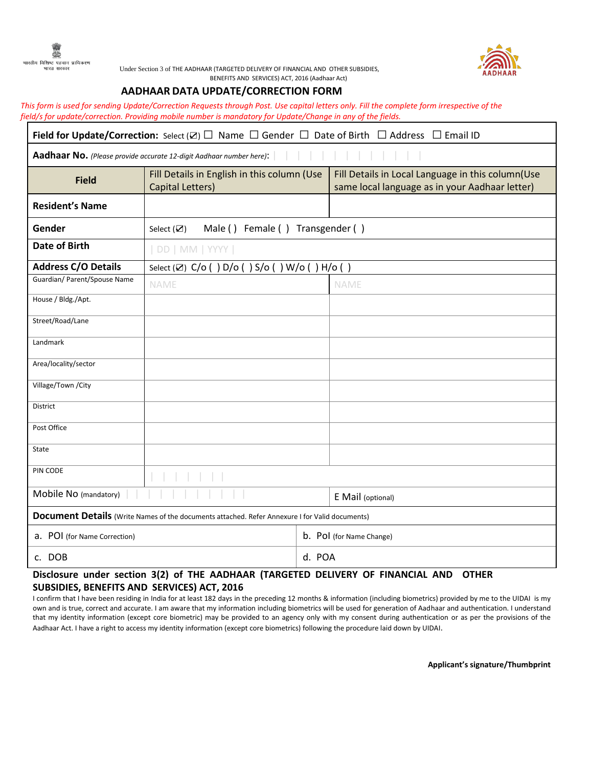भारतीय विशिष्ट पहचान प्राधिकरण
भारत सरकार

Under Section 3 of THE AADHAAR (TARGETED DELIVERY OF FINANCIAL AND OTHER SUBSIDIES, BENEFITS AND SERVICES) ACT, 2016 (Aadhaar Act)

AADHAAR

# AADHAAR DATA UPDATE/CORRECTION FORM

*This form is used for sending Update/Correction Requests through Post. Use capital letters only. Fill the complete form irrespective of the field/s for update/correction. Providing mobile number is mandatory for Update/Change in any of the fields.*

**Field for Update/Correction:** Select (☑) ☐ Name ☐ Gender ☐ Date of Birth ☐ Address ☐ Email ID

**Aadhaar No.** *(Please provide accurate 12-digit Aadhaar number here)*: | | | | | | | | | | | | |

| Field | Fill Details in English in this column (Use Capital Letters) | Fill Details in Local Language in this column(Use same local language as in your Aadhaar letter) |
|---|---|---|
| **Resident's Name** | | |
| **Gender** | Select (☑) Male ( ) Female ( ) Transgender ( ) | |
| **Date of Birth** | \| DD \| MM \| YYYY \| | |
| **Address C/O Details** | Select (☑) C/o ( ) D/o ( ) S/o ( ) W/o ( ) H/o ( ) | |
| Guardian/ Parent/Spouse Name | NAME | NAME |
| House / Bldg./Apt. | | |
| Street/Road/Lane | | |
| Landmark | | |
| Area/locality/sector | | |
| Village/Town /City | | |
| District | | |
| Post Office | | |
| State | | |
| PIN CODE | \| \| \| \| \| \| \| | |
| Mobile No (mandatory) \| \| \| \| \| \| \| \| \| \| \| | | E Mail (optional) |

**Document Details** (Write Names of the documents attached. Refer Annexure I for Valid documents)

| | |
|---|---|
| a. POI (for Name Correction) | b. PoI (for Name Change) |
| c. DOB | d. POA |

**Disclosure under section 3(2) of THE AADHAAR (TARGETED DELIVERY OF FINANCIAL AND OTHER SUBSIDIES, BENEFITS AND SERVICES) ACT, 2016**

I confirm that I have been residing in India for at least 182 days in the preceding 12 months & information (including biometrics) provided by me to the UIDAI is my own and is true, correct and accurate. I am aware that my information including biometrics will be used for generation of Aadhaar and authentication. I understand that my identity information (except core biometric) may be provided to an agency only with my consent during authentication or as per the provisions of the Aadhaar Act. I have a right to access my identity information (except core biometrics) following the procedure laid down by UIDAI.

**Applicant's signature/Thumbprint**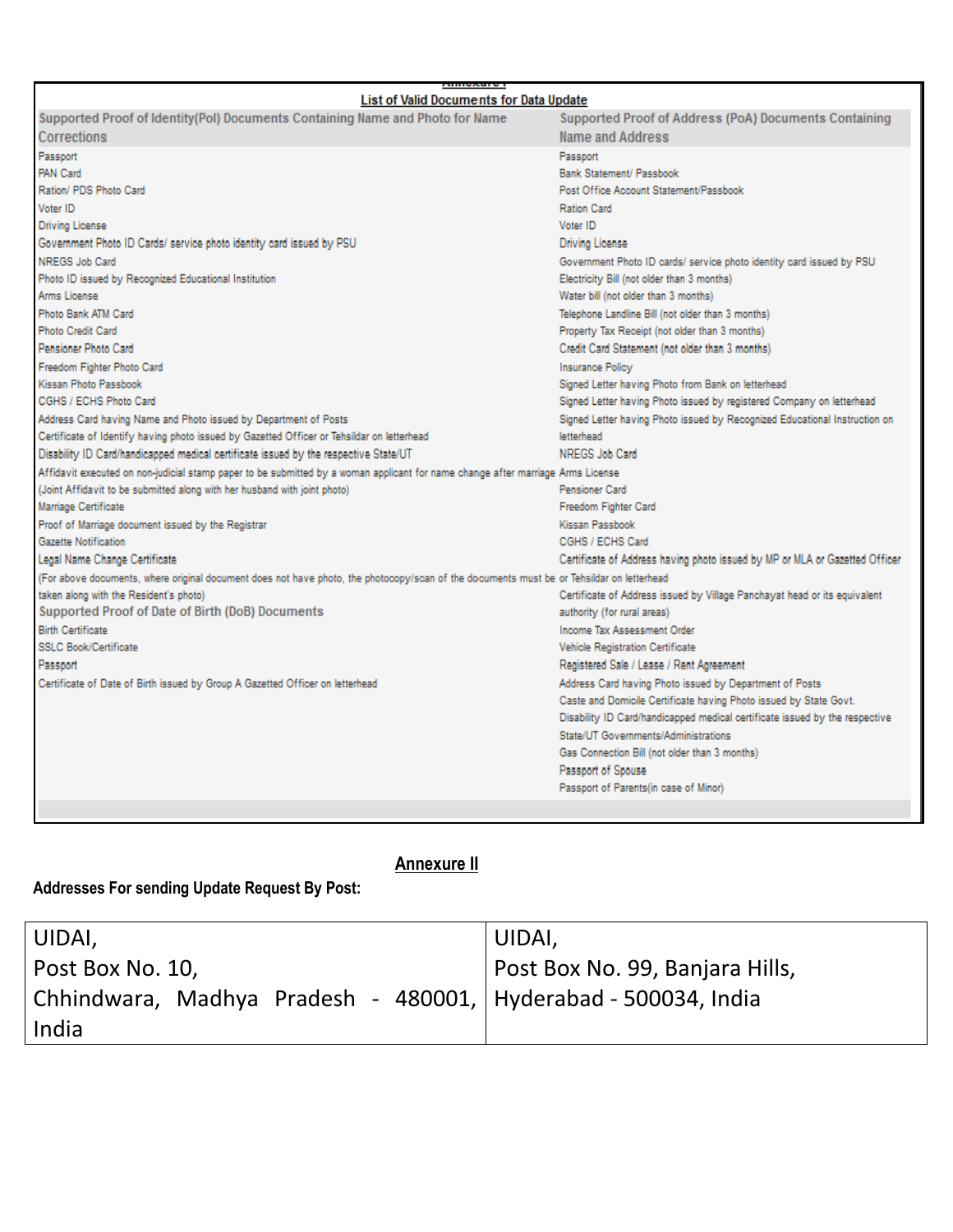## Annexure I

**List of Valid Documents for Data Update**

| Supported Proof of Identity(PoI) Documents Containing Name and Photo for Name Corrections | Supported Proof of Address (PoA) Documents Containing Name and Address |
|---|---|
| Passport | Passport |
| PAN Card | Bank Statement/ Passbook |
| Ration/ PDS Photo Card | Post Office Account Statement/Passbook |
| Voter ID | Ration Card |
| Driving License | Voter ID |
| Government Photo ID Cards/ service photo identity card issued by PSU | Driving License |
| NREGS Job Card | Government Photo ID cards/ service photo identity card issued by PSU |
| Photo ID issued by Recognized Educational Institution | Electricity Bill (not older than 3 months) |
| Arms License | Water bill (not older than 3 months) |
| Photo Bank ATM Card | Telephone Landline Bill (not older than 3 months) |
| Photo Credit Card | Property Tax Receipt (not older than 3 months) |
| Pensioner Photo Card | Credit Card Statement (not older than 3 months) |
| Freedom Fighter Photo Card | Insurance Policy |
| Kissan Photo Passbook | Signed Letter having Photo from Bank on letterhead |
| CGHS / ECHS Photo Card | Signed Letter having Photo issued by registered Company on letterhead |
| Address Card having Name and Photo issued by Department of Posts | Signed Letter having Photo issued by Recognized Educational Instruction on letterhead |
| Certificate of Identify having photo issued by Gazetted Officer or Tehsildar on letterhead | NREGS Job Card |
| Disability ID Card/handicapped medical certificate issued by the respective State/UT | Arms License |
| Affidavit executed on non-judicial stamp paper to be submitted by a woman applicant for name change after marriage (Joint Affidavit to be submitted along with her husband with joint photo) | Pensioner Card |
| Marriage Certificate | Freedom Fighter Card |
| Proof of Marriage document issued by the Registrar | Kissan Passbook |
| Gazette Notification | CGHS / ECHS Card |
| Legal Name Change Certificate | Certificate of Address having photo issued by MP or MLA or Gazetted Officer or Tehsildar on letterhead |
| (For above documents, where original document does not have photo, the photocopy/scan of the documents must be taken along with the Resident's photo) | Certificate of Address issued by Village Panchayat head or its equivalent authority (for rural areas) |
| **Supported Proof of Date of Birth (DoB) Documents** | Income Tax Assessment Order |
| Birth Certificate | Vehicle Registration Certificate |
| SSLC Book/Certificate | Registered Sale / Lease / Rent Agreement |
| Passport | Address Card having Photo issued by Department of Posts |
| Certificate of Date of Birth issued by Group A Gazetted Officer on letterhead | Caste and Domicile Certificate having Photo issued by State Govt. |
| | Disability ID Card/handicapped medical certificate issued by the respective State/UT Governments/Administrations |
| | Gas Connection Bill (not older than 3 months) |
| | Passport of Spouse |
| | Passport of Parents(in case of Minor) |

## Annexure II

**Addresses For sending Update Request By Post:**

| | |
|---|---|
| UIDAI,<br>Post Box No. 10,<br>Chhindwara, Madhya Pradesh - 480001, India | UIDAI,<br>Post Box No. 99, Banjara Hills,<br>Hyderabad - 500034, India |